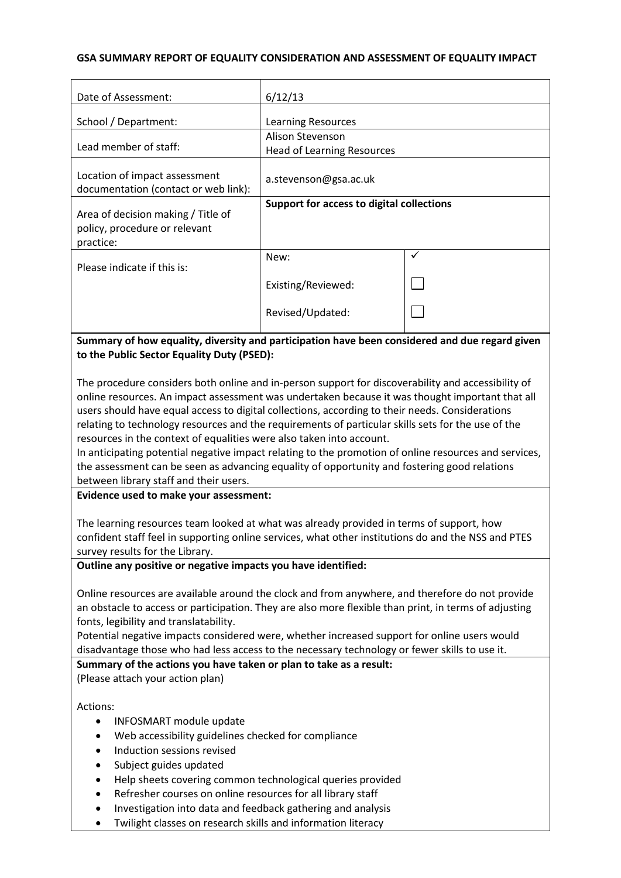# GSA SUMMARY REPORT OF EQUALITY CONSIDERATION AND ASSESSMENT OF EQUALITY IMPACT

| | | |
|---|---|---|
| Date of Assessment: | 6/12/13 | |
| School / Department: | Learning Resources | |
| Lead member of staff: | Alison Stevenson<br>Head of Learning Resources | |
| Location of impact assessment documentation (contact or web link): | a.stevenson@gsa.ac.uk | |
| Area of decision making / Title of policy, procedure or relevant practice: | **Support for access to digital collections** | |
| Please indicate if this is: | New: | ✓ |
| | Existing/Reviewed: | ☐ |
| | Revised/Updated: | ☐ |

**Summary of how equality, diversity and participation have been considered and due regard given to the Public Sector Equality Duty (PSED):**

The procedure considers both online and in-person support for discoverability and accessibility of online resources. An impact assessment was undertaken because it was thought important that all users should have equal access to digital collections, according to their needs. Considerations relating to technology resources and the requirements of particular skills sets for the use of the resources in the context of equalities were also taken into account.

In anticipating potential negative impact relating to the promotion of online resources and services, the assessment can be seen as advancing equality of opportunity and fostering good relations between library staff and their users.

**Evidence used to make your assessment:**

The learning resources team looked at what was already provided in terms of support, how confident staff feel in supporting online services, what other institutions do and the NSS and PTES survey results for the Library.

**Outline any positive or negative impacts you have identified:**

Online resources are available around the clock and from anywhere, and therefore do not provide an obstacle to access or participation. They are also more flexible than print, in terms of adjusting fonts, legibility and translatability.

Potential negative impacts considered were, whether increased support for online users would disadvantage those who had less access to the necessary technology or fewer skills to use it.

**Summary of the actions you have taken or plan to take as a result:**
(Please attach your action plan)

Actions:

- INFOSMART module update
- Web accessibility guidelines checked for compliance
- Induction sessions revised
- Subject guides updated
- Help sheets covering common technological queries provided
- Refresher courses on online resources for all library staff
- Investigation into data and feedback gathering and analysis
- Twilight classes on research skills and information literacy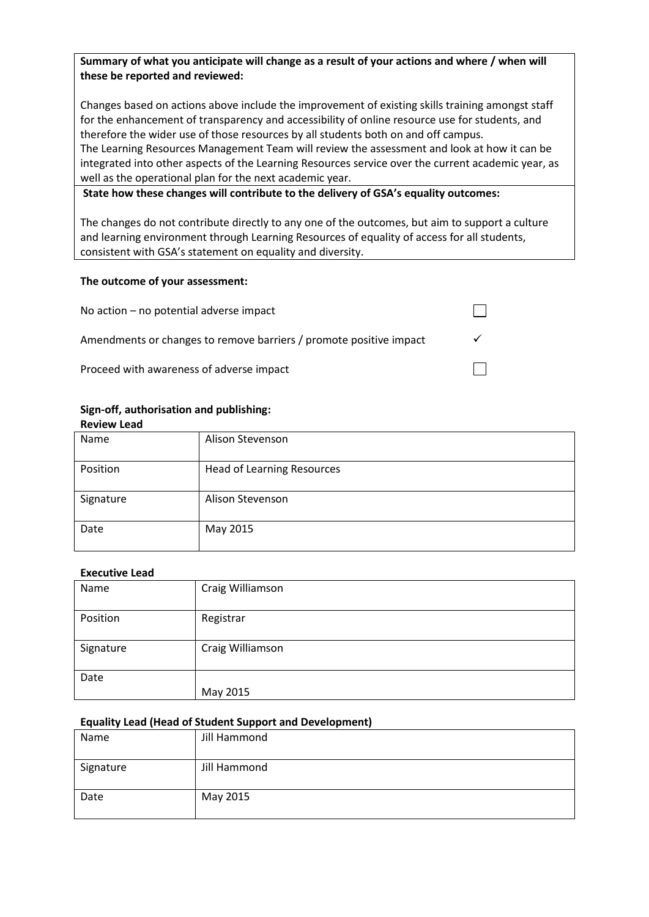**Summary of what you anticipate will change as a result of your actions and where / when will these be reported and reviewed:**

Changes based on actions above include the improvement of existing skills training amongst staff for the enhancement of transparency and accessibility of online resource use for students, and therefore the wider use of those resources by all students both on and off campus.
The Learning Resources Management Team will review the assessment and look at how it can be integrated into other aspects of the Learning Resources service over the current academic year, as well as the operational plan for the next academic year.

**State how these changes will contribute to the delivery of GSA's equality outcomes:**

The changes do not contribute directly to any one of the outcomes, but aim to support a culture and learning environment through Learning Resources of equality of access for all students, consistent with GSA's statement on equality and diversity.

**The outcome of your assessment:**

| | |
|---|---|
| No action – no potential adverse impact | ☐ |
| Amendments or changes to remove barriers / promote positive impact | ✓ |
| Proceed with awareness of adverse impact | ☐ |

**Sign-off, authorisation and publishing:**

**Review Lead**

| | |
|---|---|
| Name | Alison Stevenson |
| Position | Head of Learning Resources |
| Signature | Alison Stevenson |
| Date | May 2015 |

**Executive Lead**

| | |
|---|---|
| Name | Craig Williamson |
| Position | Registrar |
| Signature | Craig Williamson |
| Date | May 2015 |

**Equality Lead (Head of Student Support and Development)**

| | |
|---|---|
| Name | Jill Hammond |
| Signature | Jill Hammond |
| Date | May 2015 |